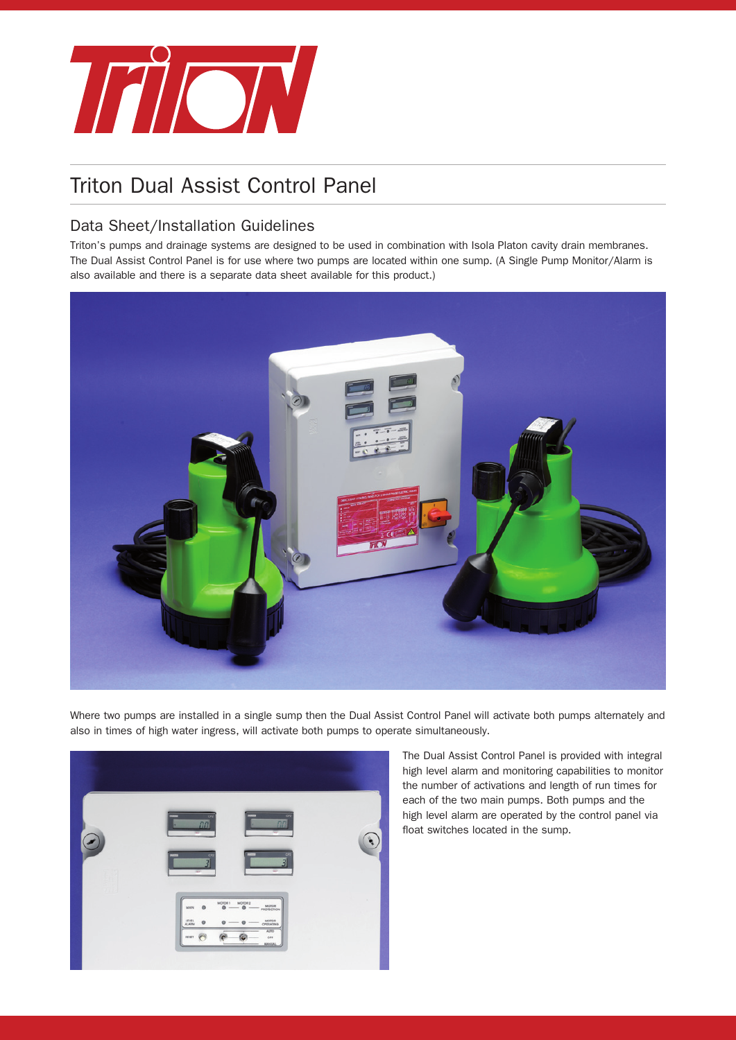# Triton Dual Assist Control Panel

## Data Sheet/Installation Guidelines

Triton's pumps and drainage systems are designed to be used in combination with Isola Platon cavity drain membranes. The Dual Assist Control Panel is for use where two pumps are located within one sump. (A Single Pump Monitor/Alarm is also available and there is a separate data sheet available for this product.)

Where two pumps are installed in a single sump then the Dual Assist Control Panel will activate both pumps alternately and also in times of high water ingress, will activate both pumps to operate simultaneously.

The Dual Assist Control Panel is provided with integral high level alarm and monitoring capabilities to monitor the number of activations and length of run times for each of the two main pumps. Both pumps and the high level alarm are operated by the control panel via float switches located in the sump.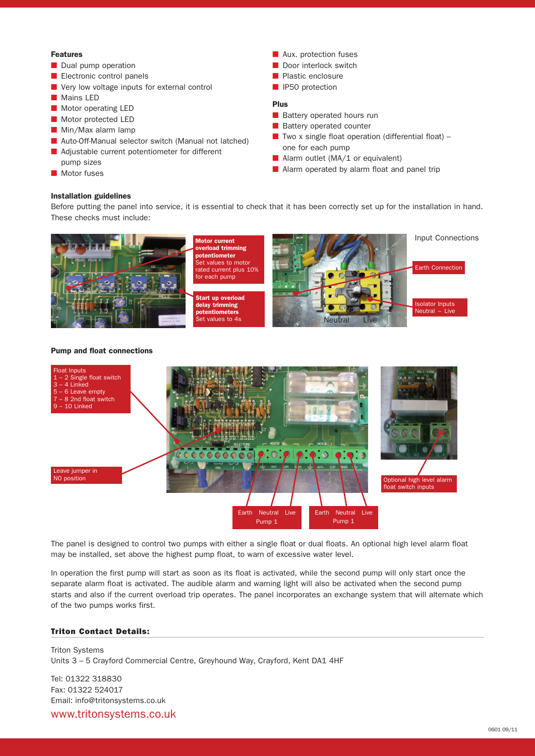**Features**

- Dual pump operation
- Electronic control panels
- Very low voltage inputs for external control
- Mains LED
- Motor operating LED
- Motor protected LED
- Min/Max alarm lamp
- Auto-Off-Manual selector switch (Manual not latched)
- Adjustable current potentiometer for different pump sizes
- Motor fuses
- Aux. protection fuses
- Door interlock switch
- Plastic enclosure
- IP50 protection

**Plus**

- Battery operated hours run
- Battery operated counter
- Two x single float operation (differential float) – one for each pump
- Alarm outlet (MA/1 or equivalent)
- Alarm operated by alarm float and panel trip

**Installation guidelines**

Before putting the panel into service, it is essential to check that it has been correctly set up for the installation in hand. These checks must include:

**Motor current overload trimming potentiometer**
Set values to motor rated current plus 10% for each pump

**Start up overload delay trimming potentiometers**
Set values to 4s

Input Connections

Earth Connection

Isolator Inputs
Neutral – Live

Neutral Live

**Pump and float connections**

Float Inputs
1 – 2 Single float switch
3 – 4 Linked
5 – 6 Leave empty
7 – 8 2nd float switch
9 – 10 Linked

Leave jumper in NO position

Earth Neutral Live
Pump 1

Earth Neutral Live
Pump 1

Optional high level alarm float switch inputs

The panel is designed to control two pumps with either a single float or dual floats. An optional high level alarm float may be installed, set above the highest pump float, to warn of excessive water level.

In operation the first pump will start as soon as its float is activated, while the second pump will only start once the separate alarm float is activated. The audible alarm and warning light will also be activated when the second pump starts and also if the current overload trip operates. The panel incorporates an exchange system that will alternate which of the two pumps works first.

**Triton Contact Details:**

Triton Systems
Units 3 – 5 Crayford Commercial Centre, Greyhound Way, Crayford, Kent DA1 4HF

Tel: 01322 318830
Fax: 01322 524017
Email: info@tritonsystems.co.uk

www.tritonsystems.co.uk

0601 09/11